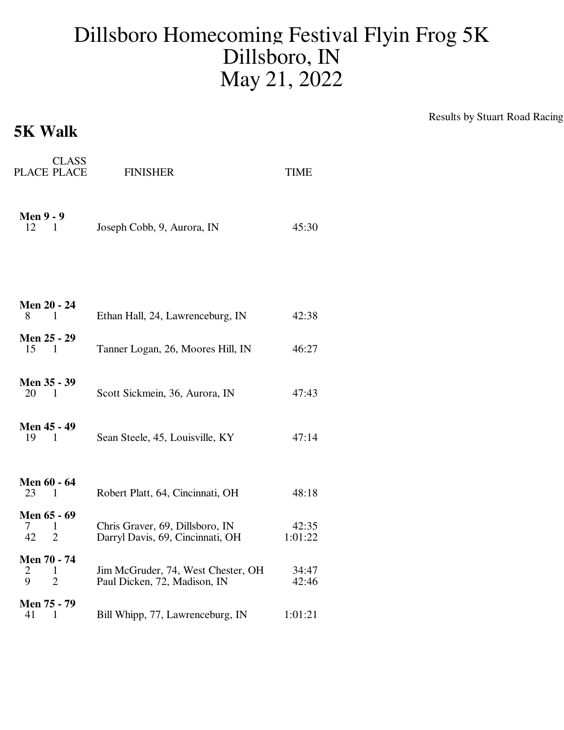# Dillsboro Homecoming Festival Flyin Frog 5K
# Dillsboro, IN
# May 21, 2022

Results by Stuart Road Racing

## 5K Walk

| PLACE | CLASS PLACE | FINISHER | TIME |
|---|---|---|---|
| **Men 9 - 9** | | | |
| 12 | 1 | Joseph Cobb, 9, Aurora, IN | 45:30 |
| **Men 20 - 24** | | | |
| 8 | 1 | Ethan Hall, 24, Lawrenceburg, IN | 42:38 |
| **Men 25 - 29** | | | |
| 15 | 1 | Tanner Logan, 26, Moores Hill, IN | 46:27 |
| **Men 35 - 39** | | | |
| 20 | 1 | Scott Sickmein, 36, Aurora, IN | 47:43 |
| **Men 45 - 49** | | | |
| 19 | 1 | Sean Steele, 45, Louisville, KY | 47:14 |
| **Men 60 - 64** | | | |
| 23 | 1 | Robert Platt, 64, Cincinnati, OH | 48:18 |
| **Men 65 - 69** | | | |
| 7 | 1 | Chris Graver, 69, Dillsboro, IN | 42:35 |
| 42 | 2 | Darryl Davis, 69, Cincinnati, OH | 1:01:22 |
| **Men 70 - 74** | | | |
| 2 | 1 | Jim McGruder, 74, West Chester, OH | 34:47 |
| 9 | 2 | Paul Dicken, 72, Madison, IN | 42:46 |
| **Men 75 - 79** | | | |
| 41 | 1 | Bill Whipp, 77, Lawrenceburg, IN | 1:01:21 |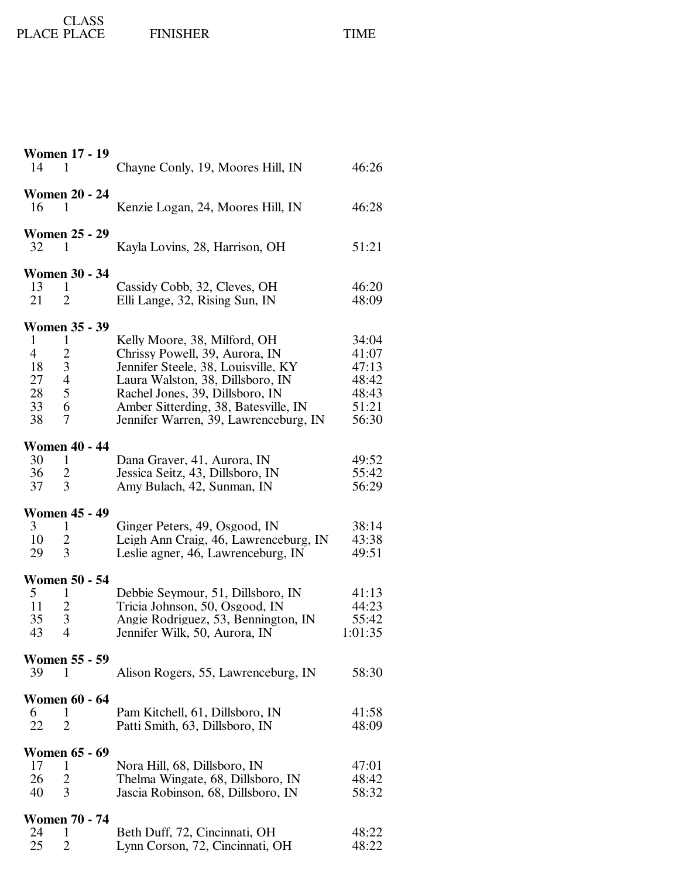| PLACE | CLASS PLACE | FINISHER | TIME |
|---|---|---|---|
| **Women 17 - 19** | | | |
| 14 | 1 | Chayne Conly, 19, Moores Hill, IN | 46:26 |
| **Women 20 - 24** | | | |
| 16 | 1 | Kenzie Logan, 24, Moores Hill, IN | 46:28 |
| **Women 25 - 29** | | | |
| 32 | 1 | Kayla Lovins, 28, Harrison, OH | 51:21 |
| **Women 30 - 34** | | | |
| 13 | 1 | Cassidy Cobb, 32, Cleves, OH | 46:20 |
| 21 | 2 | Elli Lange, 32, Rising Sun, IN | 48:09 |
| **Women 35 - 39** | | | |
| 1 | 1 | Kelly Moore, 38, Milford, OH | 34:04 |
| 4 | 2 | Chrissy Powell, 39, Aurora, IN | 41:07 |
| 18 | 3 | Jennifer Steele, 38, Louisville, KY | 47:13 |
| 27 | 4 | Laura Walston, 38, Dillsboro, IN | 48:42 |
| 28 | 5 | Rachel Jones, 39, Dillsboro, IN | 48:43 |
| 33 | 6 | Amber Sitterding, 38, Batesville, IN | 51:21 |
| 38 | 7 | Jennifer Warren, 39, Lawrenceburg, IN | 56:30 |
| **Women 40 - 44** | | | |
| 30 | 1 | Dana Graver, 41, Aurora, IN | 49:52 |
| 36 | 2 | Jessica Seitz, 43, Dillsboro, IN | 55:42 |
| 37 | 3 | Amy Bulach, 42, Sunman, IN | 56:29 |
| **Women 45 - 49** | | | |
| 3 | 1 | Ginger Peters, 49, Osgood, IN | 38:14 |
| 10 | 2 | Leigh Ann Craig, 46, Lawrenceburg, IN | 43:38 |
| 29 | 3 | Leslie agner, 46, Lawrenceburg, IN | 49:51 |
| **Women 50 - 54** | | | |
| 5 | 1 | Debbie Seymour, 51, Dillsboro, IN | 41:13 |
| 11 | 2 | Tricia Johnson, 50, Osgood, IN | 44:23 |
| 35 | 3 | Angie Rodriguez, 53, Bennington, IN | 55:42 |
| 43 | 4 | Jennifer Wilk, 50, Aurora, IN | 1:01:35 |
| **Women 55 - 59** | | | |
| 39 | 1 | Alison Rogers, 55, Lawrenceburg, IN | 58:30 |
| **Women 60 - 64** | | | |
| 6 | 1 | Pam Kitchell, 61, Dillsboro, IN | 41:58 |
| 22 | 2 | Patti Smith, 63, Dillsboro, IN | 48:09 |
| **Women 65 - 69** | | | |
| 17 | 1 | Nora Hill, 68, Dillsboro, IN | 47:01 |
| 26 | 2 | Thelma Wingate, 68, Dillsboro, IN | 48:42 |
| 40 | 3 | Jascia Robinson, 68, Dillsboro, IN | 58:32 |
| **Women 70 - 74** | | | |
| 24 | 1 | Beth Duff, 72, Cincinnati, OH | 48:22 |
| 25 | 2 | Lynn Corson, 72, Cincinnati, OH | 48:22 |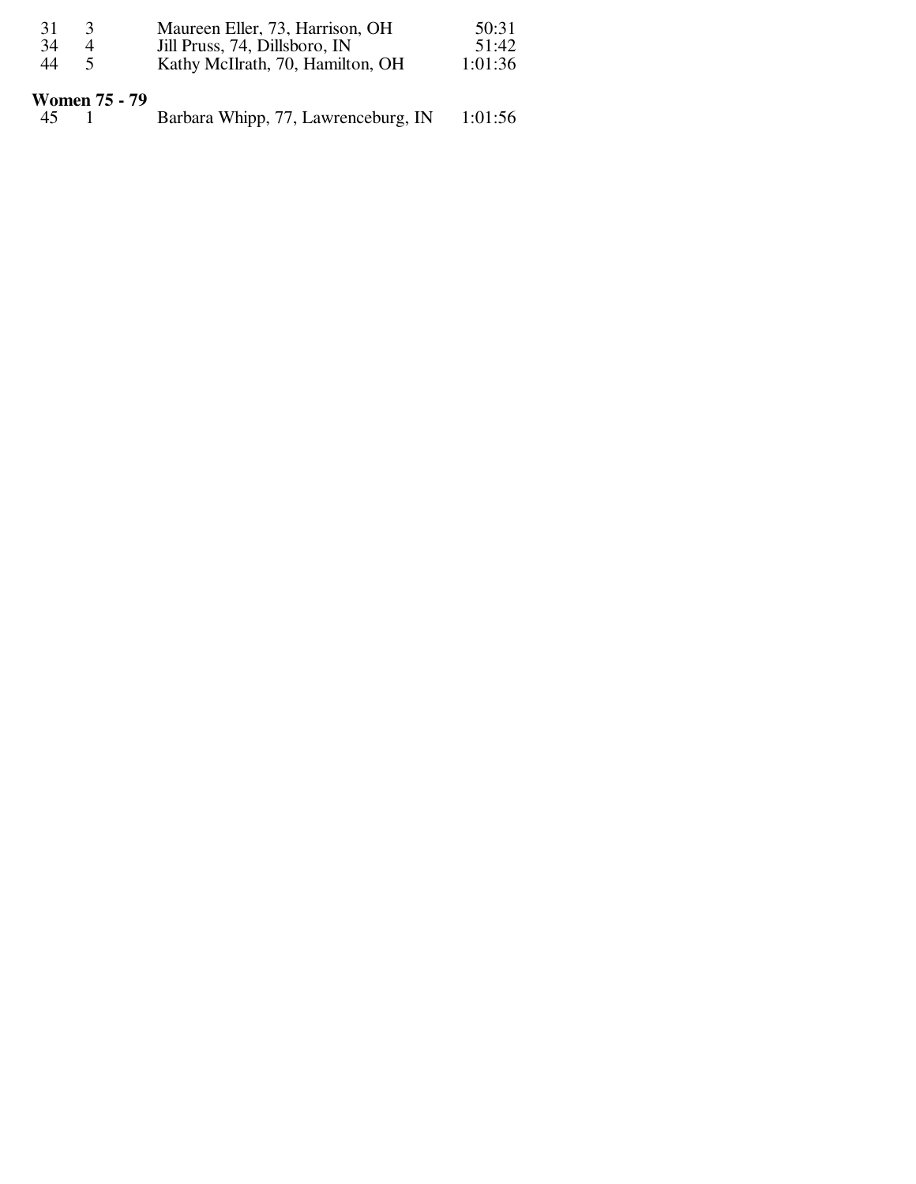| | | | |
|---|---|---|---|
| 31 | 3 | Maureen Eller, 73, Harrison, OH | 50:31 |
| 34 | 4 | Jill Pruss, 74, Dillsboro, IN | 51:42 |
| 44 | 5 | Kathy McIlrath, 70, Hamilton, OH | 1:01:36 |

**Women 75 - 79**

| | | | |
|---|---|---|---|
| 45 | 1 | Barbara Whipp, 77, Lawrenceburg, IN | 1:01:56 |